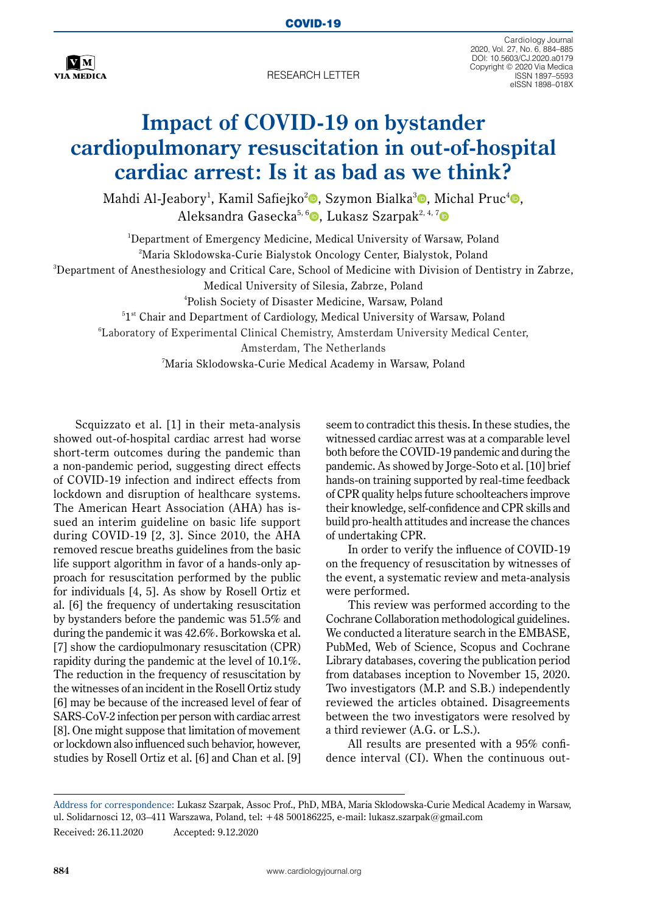COVID-19

RESEARCH LETTER

# Impact of COVID-19 on bystander cardiopulmonary resuscitation in out-of-hospital cardiac arrest: Is it as bad as we think?

Mahdi Al-Jeabory[1], Kamil Safiejko[2], Szymon Bialka[3], Michal Pruc[4], Aleksandra Gasecka[5, 6], Lukasz Szarpak[2, 4, 7]

[1]Department of Emergency Medicine, Medical University of Warsaw, Poland
[2]Maria Sklodowska-Curie Bialystok Oncology Center, Bialystok, Poland
[3]Department of Anesthesiology and Critical Care, School of Medicine with Division of Dentistry in Zabrze, Medical University of Silesia, Zabrze, Poland
[4]Polish Society of Disaster Medicine, Warsaw, Poland
[5]1st Chair and Department of Cardiology, Medical University of Warsaw, Poland
[6]Laboratory of Experimental Clinical Chemistry, Amsterdam University Medical Center, Amsterdam, The Netherlands
[7]Maria Sklodowska-Curie Medical Academy in Warsaw, Poland

Scquizzato et al. [1] in their meta-analysis showed out-of-hospital cardiac arrest had worse short-term outcomes during the pandemic than a non-pandemic period, suggesting direct effects of COVID-19 infection and indirect effects from lockdown and disruption of healthcare systems. The American Heart Association (AHA) has issued an interim guideline on basic life support during COVID-19 [2, 3]. Since 2010, the AHA removed rescue breaths guidelines from the basic life support algorithm in favor of a hands-only approach for resuscitation performed by the public for individuals [4, 5]. As show by Rosell Ortiz et al. [6] the frequency of undertaking resuscitation by bystanders before the pandemic was 51.5% and during the pandemic it was 42.6%. Borkowska et al. [7] show the cardiopulmonary resuscitation (CPR) rapidity during the pandemic at the level of 10.1%. The reduction in the frequency of resuscitation by the witnesses of an incident in the Rosell Ortiz study [6] may be because of the increased level of fear of SARS-CoV-2 infection per person with cardiac arrest [8]. One might suppose that limitation of movement or lockdown also influenced such behavior, however, studies by Rosell Ortiz et al. [6] and Chan et al. [9] seem to contradict this thesis. In these studies, the witnessed cardiac arrest was at a comparable level both before the COVID-19 pandemic and during the pandemic. As showed by Jorge-Soto et al. [10] brief hands-on training supported by real-time feedback of CPR quality helps future schoolteachers improve their knowledge, self-confidence and CPR skills and build pro-health attitudes and increase the chances of undertaking CPR.

In order to verify the influence of COVID-19 on the frequency of resuscitation by witnesses of the event, a systematic review and meta-analysis were performed.

This review was performed according to the Cochrane Collaboration methodological guidelines. We conducted a literature search in the EMBASE, PubMed, Web of Science, Scopus and Cochrane Library databases, covering the publication period from databases inception to November 15, 2020. Two investigators (M.P. and S.B.) independently reviewed the articles obtained. Disagreements between the two investigators were resolved by a third reviewer (A.G. or L.S.).

All results are presented with a 95% confidence interval (CI). When the continuous out-

Address for correspondence: Lukasz Szarpak, Assoc Prof., PhD, MBA, Maria Sklodowska-Curie Medical Academy in Warsaw, ul. Solidarnosci 12, 03–411 Warszawa, Poland, tel: +48 500186225, e-mail: lukasz.szarpak@gmail.com

Received: 26.11.2020 Accepted: 9.12.2020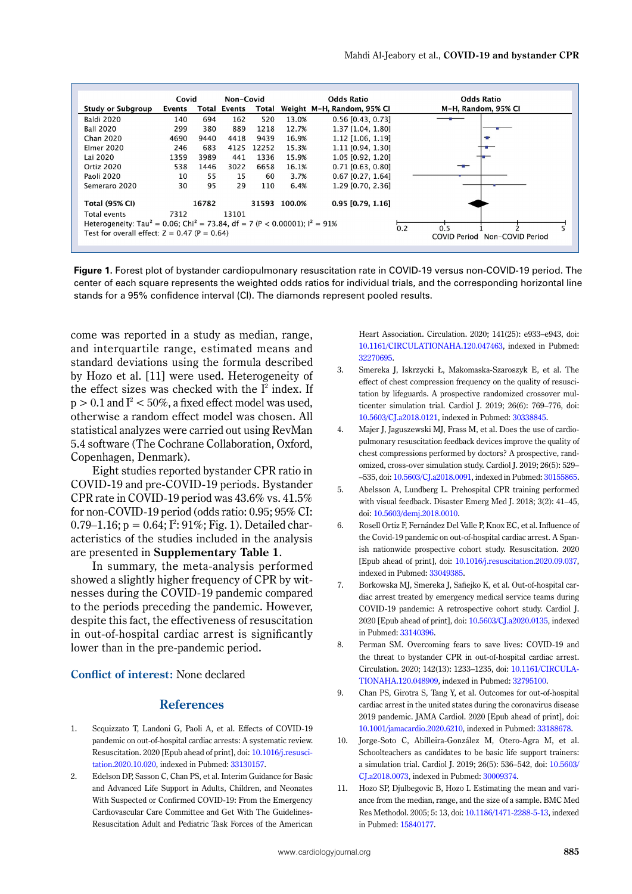Study or Subgroup | Covid Events | Total | Non-Covid Events | Total | Weight | Odds Ratio M-H, Random, 95% CI

Baldi 2020 140 694 162 520 13.0% 0.56 [0.43, 0.73]

Ball 2020 299 380 889 1218 12.7% 1.37 [1.04, 1.80]

Chan 2020 4690 9440 4418 9439 16.9% 1.12 [1.06, 1.19]

Elmer 2020 246 683 4125 12252 15.3% 1.11 [0.94, 1.30]

Lai 2020 1359 3989 441 1336 15.9% 1.05 [0.92, 1.20]

Ortiz 2020 538 1446 3022 6658 16.1% 0.71 [0.63, 0.80]

Paoli 2020 10 55 15 60 3.7% 0.67 [0.27, 1.64]

Semeraro 2020 30 95 29 110 6.4% 1.29 [0.70, 2.36]

Total (95% CI) 16782 31593 100.0% 0.95 [0.79, 1.16]

Total events 7312 13101

Heterogeneity: $Tau^2 = 0.06$; $Chi^2 = 73.84$, df = 7 (P < 0.00001); $I^2 = 91\%$

Test for overall effect: Z = 0.47 (P = 0.64)

Odds Ratio M-H, Random, 95% CI

0.2 0.5 1 2 5

COVID Period Non-COVID Period

**Figure 1.** Forest plot of bystander cardiopulmonary resuscitation rate in COVID-19 versus non-COVID-19 period. The center of each square represents the weighted odds ratios for individual trials, and the corresponding horizontal line stands for a 95% confidence interval (CI). The diamonds represent pooled results.

come was reported in a study as median, range, and interquartile range, estimated means and standard deviations using the formula described by Hozo et al. [11] were used. Heterogeneity of the effect sizes was checked with the $I^2$ index. If $p > 0.1$ and $I^2 < 50\%$, a fixed effect model was used, otherwise a random effect model was chosen. All statistical analyzes were carried out using RevMan 5.4 software (The Cochrane Collaboration, Oxford, Copenhagen, Denmark).

Eight studies reported bystander CPR ratio in COVID-19 and pre-COVID-19 periods. Bystander CPR rate in COVID-19 period was 43.6% vs. 41.5% for non-COVID-19 period (odds ratio: 0.95; 95% CI: 0.79–1.16; p = 0.64; $I^2$: 91%; Fig. 1). Detailed characteristics of the studies included in the analysis are presented in **Supplementary Table 1**.

In summary, the meta-analysis performed showed a slightly higher frequency of CPR by witnesses during the COVID-19 pandemic compared to the periods preceding the pandemic. However, despite this fact, the effectiveness of resuscitation in out-of-hospital cardiac arrest is significantly lower than in the pre-pandemic period.

**Conflict of interest:** None declared

## References

1. Scquizzato T, Landoni G, Paoli A, et al. Effects of COVID-19 pandemic on out-of-hospital cardiac arrests: A systematic review. Resuscitation. 2020 [Epub ahead of print], doi: 10.1016/j.resuscitation.2020.10.020, indexed in Pubmed: 33130157.
2. Edelson DP, Sasson C, Chan PS, et al. Interim Guidance for Basic and Advanced Life Support in Adults, Children, and Neonates With Suspected or Confirmed COVID-19: From the Emergency Cardiovascular Care Committee and Get With The Guidelines-Resuscitation Adult and Pediatric Task Forces of the American Heart Association. Circulation. 2020; 141(25): e933–e943, doi: 10.1161/CIRCULATIONAHA.120.047463, indexed in Pubmed: 32270695.
3. Smereka J, Iskrzycki Ł, Makomaska-Szaroszyk E, et al. The effect of chest compression frequency on the quality of resuscitation by lifeguards. A prospective randomized crossover multicenter simulation trial. Cardiol J. 2019; 26(6): 769–776, doi: 10.5603/CJ.a2018.0121, indexed in Pubmed: 30338845.
4. Majer J, Jaguszewski MJ, Frass M, et al. Does the use of cardiopulmonary resuscitation feedback devices improve the quality of chest compressions performed by doctors? A prospective, randomized, cross-over simulation study. Cardiol J. 2019; 26(5): 529–535, doi: 10.5603/CJ.a2018.0091, indexed in Pubmed: 30155865.
5. Abelsson A, Lundberg L. Prehospital CPR training performed with visual feedback. Disaster Emerg Med J. 2018; 3(2): 41–45, doi: 10.5603/demj.2018.0010.
6. Rosell Ortiz F, Fernández Del Valle P, Knox EC, et al. Influence of the Covid-19 pandemic on out-of-hospital cardiac arrest. A Spanish nationwide prospective cohort study. Resuscitation. 2020 [Epub ahead of print], doi: 10.1016/j.resuscitation.2020.09.037, indexed in Pubmed: 33049385.
7. Borkowska MJ, Smereka J, Safiejko K, et al. Out-of-hospital cardiac arrest treated by emergency medical service teams during COVID-19 pandemic: A retrospective cohort study. Cardiol J. 2020 [Epub ahead of print], doi: 10.5603/CJ.a2020.0135, indexed in Pubmed: 33140396.
8. Perman SM. Overcoming fears to save lives: COVID-19 and the threat to bystander CPR in out-of-hospital cardiac arrest. Circulation. 2020; 142(13): 1233–1235, doi: 10.1161/CIRCULATIONAHA.120.048909, indexed in Pubmed: 32795100.
9. Chan PS, Girotra S, Tang Y, et al. Outcomes for out-of-hospital cardiac arrest in the united states during the coronavirus disease 2019 pandemic. JAMA Cardiol. 2020 [Epub ahead of print], doi: 10.1001/jamacardio.2020.6210, indexed in Pubmed: 33188678.
10. Jorge-Soto C, Abilleira-González M, Otero-Agra M, et al. Schoolteachers as candidates to be basic life support trainers: a simulation trial. Cardiol J. 2019; 26(5): 536–542, doi: 10.5603/CJ.a2018.0073, indexed in Pubmed: 30009374.
11. Hozo SP, Djulbegovic B, Hozo I. Estimating the mean and variance from the median, range, and the size of a sample. BMC Med Res Methodol. 2005; 5: 13, doi: 10.1186/1471-2288-5-13, indexed in Pubmed: 15840177.